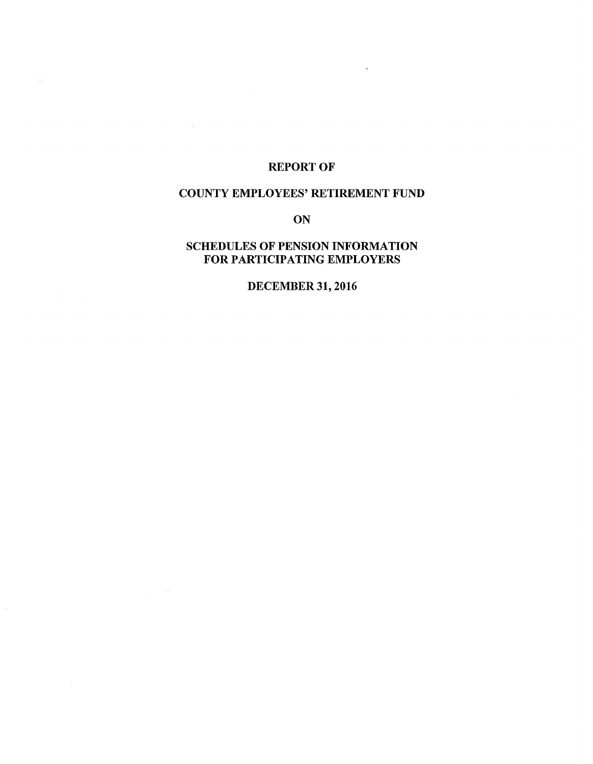# REPORT OF

# COUNTY EMPLOYEES' RETIREMENT FUND

# ON

# SCHEDULES OF PENSION INFORMATION FOR PARTICIPATING EMPLOYERS

# DECEMBER 31, 2016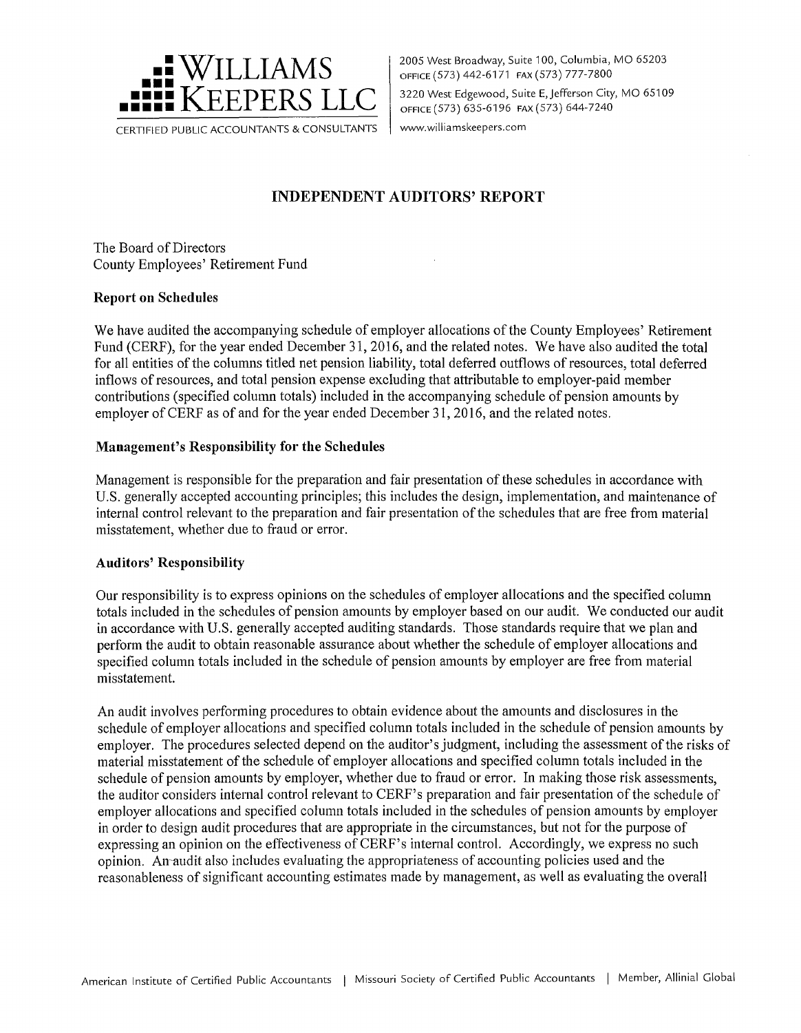# WILLIAMS KEEPERS LLC

CERTIFIED PUBLIC ACCOUNTANTS & CONSULTANTS

2005 West Broadway, Suite 100, Columbia, MO 65203
OFFICE (573) 442-6171 FAX (573) 777-7800
3220 West Edgewood, Suite E, Jefferson City, MO 65109
OFFICE (573) 635-6196 FAX (573) 644-7240
www.williamskeepers.com

## INDEPENDENT AUDITORS' REPORT

The Board of Directors
County Employees' Retirement Fund

### Report on Schedules

We have audited the accompanying schedule of employer allocations of the County Employees' Retirement Fund (CERF), for the year ended December 31, 2016, and the related notes. We have also audited the total for all entities of the columns titled net pension liability, total deferred outflows of resources, total deferred inflows of resources, and total pension expense excluding that attributable to employer-paid member contributions (specified column totals) included in the accompanying schedule of pension amounts by employer of CERF as of and for the year ended December 31, 2016, and the related notes.

### Management's Responsibility for the Schedules

Management is responsible for the preparation and fair presentation of these schedules in accordance with U.S. generally accepted accounting principles; this includes the design, implementation, and maintenance of internal control relevant to the preparation and fair presentation of the schedules that are free from material misstatement, whether due to fraud or error.

### Auditors' Responsibility

Our responsibility is to express opinions on the schedules of employer allocations and the specified column totals included in the schedules of pension amounts by employer based on our audit. We conducted our audit in accordance with U.S. generally accepted auditing standards. Those standards require that we plan and perform the audit to obtain reasonable assurance about whether the schedule of employer allocations and specified column totals included in the schedule of pension amounts by employer are free from material misstatement.

An audit involves performing procedures to obtain evidence about the amounts and disclosures in the schedule of employer allocations and specified column totals included in the schedule of pension amounts by employer. The procedures selected depend on the auditor's judgment, including the assessment of the risks of material misstatement of the schedule of employer allocations and specified column totals included in the schedule of pension amounts by employer, whether due to fraud or error. In making those risk assessments, the auditor considers internal control relevant to CERF's preparation and fair presentation of the schedule of employer allocations and specified column totals included in the schedules of pension amounts by employer in order to design audit procedures that are appropriate in the circumstances, but not for the purpose of expressing an opinion on the effectiveness of CERF's internal control. Accordingly, we express no such opinion. An audit also includes evaluating the appropriateness of accounting policies used and the reasonableness of significant accounting estimates made by management, as well as evaluating the overall

American Institute of Certified Public Accountants | Missouri Society of Certified Public Accountants | Member, Allinial Global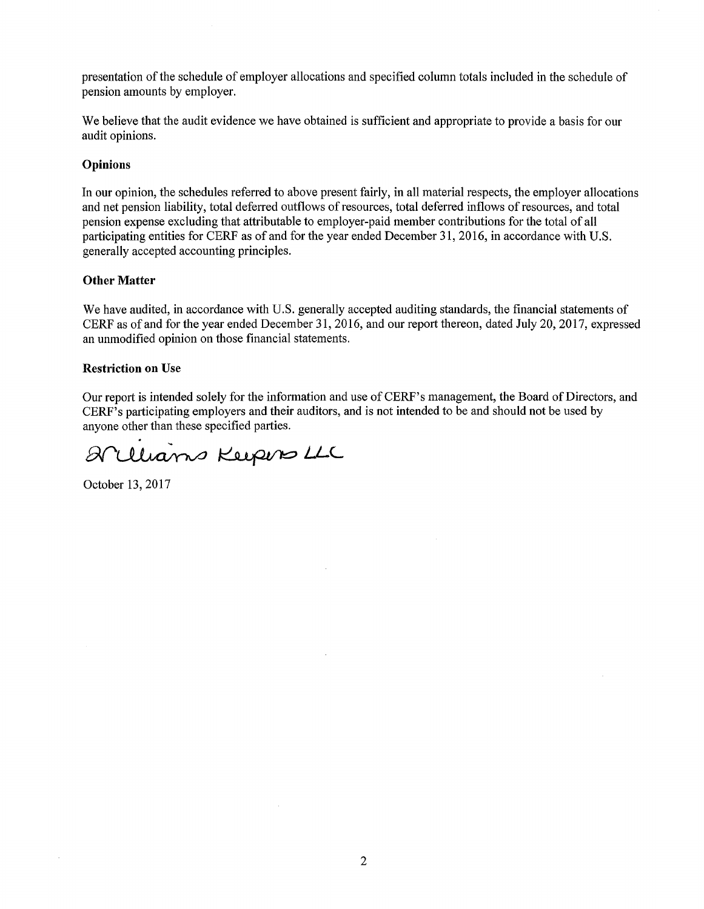presentation of the schedule of employer allocations and specified column totals included in the schedule of pension amounts by employer.

We believe that the audit evidence we have obtained is sufficient and appropriate to provide a basis for our audit opinions.

**Opinions**

In our opinion, the schedules referred to above present fairly, in all material respects, the employer allocations and net pension liability, total deferred outflows of resources, total deferred inflows of resources, and total pension expense excluding that attributable to employer-paid member contributions for the total of all participating entities for CERF as of and for the year ended December 31, 2016, in accordance with U.S. generally accepted accounting principles.

**Other Matter**

We have audited, in accordance with U.S. generally accepted auditing standards, the financial statements of CERF as of and for the year ended December 31, 2016, and our report thereon, dated July 20, 2017, expressed an unmodified opinion on those financial statements.

**Restriction on Use**

Our report is intended solely for the information and use of CERF's management, the Board of Directors, and CERF's participating employers and their auditors, and is not intended to be and should not be used by anyone other than these specified parties.

Williams Keepers LLC

October 13, 2017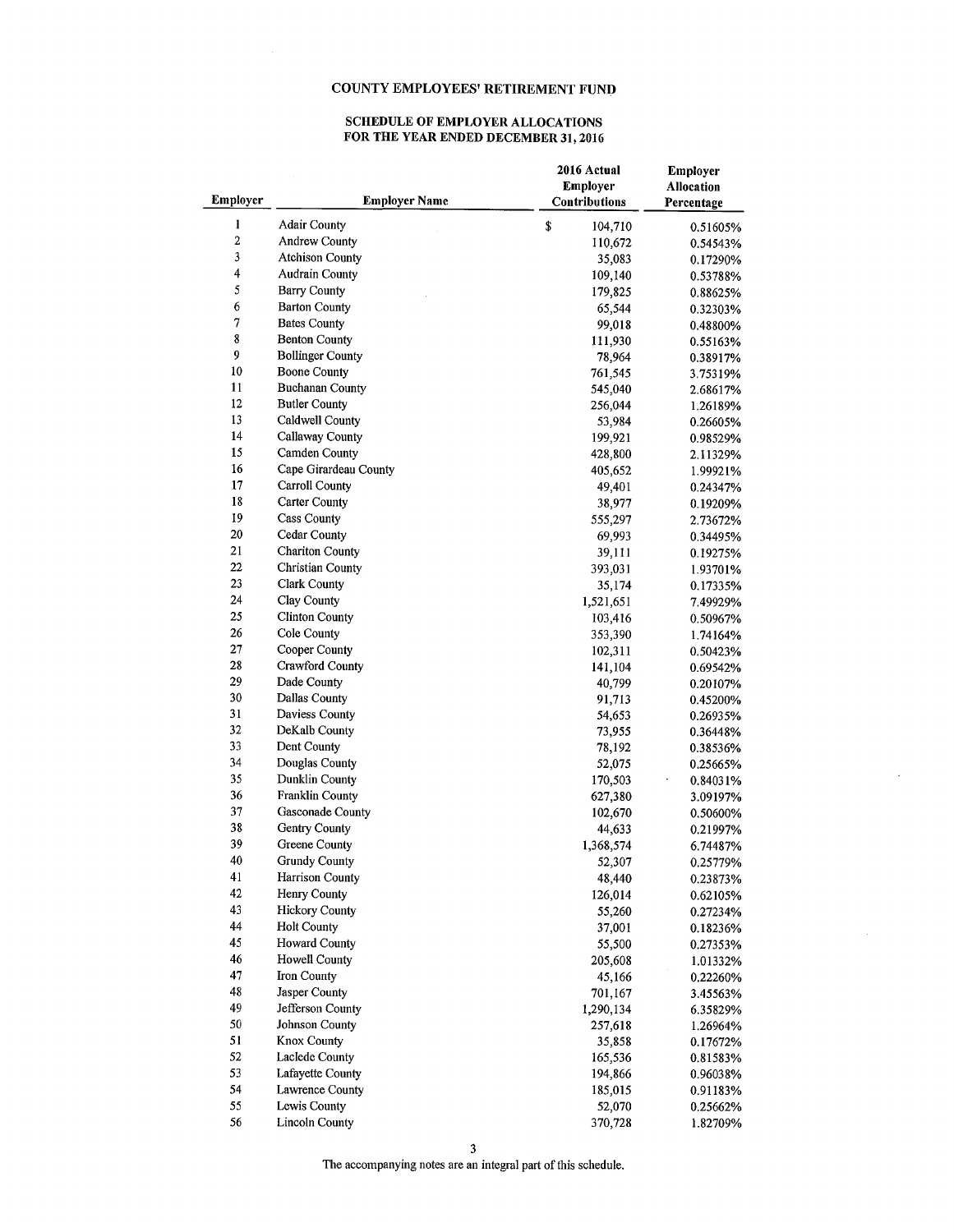# COUNTY EMPLOYEES' RETIREMENT FUND

## SCHEDULE OF EMPLOYER ALLOCATIONS FOR THE YEAR ENDED DECEMBER 31, 2016

| Employer | Employer Name | 2016 Actual Employer Contributions | Employer Allocation Percentage |
|---|---|---|---|
| 1 | Adair County | $ 104,710 | 0.51605% |
| 2 | Andrew County | 110,672 | 0.54543% |
| 3 | Atchison County | 35,083 | 0.17290% |
| 4 | Audrain County | 109,140 | 0.53788% |
| 5 | Barry County | 179,825 | 0.88625% |
| 6 | Barton County | 65,544 | 0.32303% |
| 7 | Bates County | 99,018 | 0.48800% |
| 8 | Benton County | 111,930 | 0.55163% |
| 9 | Bollinger County | 78,964 | 0.38917% |
| 10 | Boone County | 761,545 | 3.75319% |
| 11 | Buchanan County | 545,040 | 2.68617% |
| 12 | Butler County | 256,044 | 1.26189% |
| 13 | Caldwell County | 53,984 | 0.26605% |
| 14 | Callaway County | 199,921 | 0.98529% |
| 15 | Camden County | 428,800 | 2.11329% |
| 16 | Cape Girardeau County | 405,652 | 1.99921% |
| 17 | Carroll County | 49,401 | 0.24347% |
| 18 | Carter County | 38,977 | 0.19209% |
| 19 | Cass County | 555,297 | 2.73672% |
| 20 | Cedar County | 69,993 | 0.34495% |
| 21 | Chariton County | 39,111 | 0.19275% |
| 22 | Christian County | 393,031 | 1.93701% |
| 23 | Clark County | 35,174 | 0.17335% |
| 24 | Clay County | 1,521,651 | 7.49929% |
| 25 | Clinton County | 103,416 | 0.50967% |
| 26 | Cole County | 353,390 | 1.74164% |
| 27 | Cooper County | 102,311 | 0.50423% |
| 28 | Crawford County | 141,104 | 0.69542% |
| 29 | Dade County | 40,799 | 0.20107% |
| 30 | Dallas County | 91,713 | 0.45200% |
| 31 | Daviess County | 54,653 | 0.26935% |
| 32 | DeKalb County | 73,955 | 0.36448% |
| 33 | Dent County | 78,192 | 0.38536% |
| 34 | Douglas County | 52,075 | 0.25665% |
| 35 | Dunklin County | 170,503 | 0.84031% |
| 36 | Franklin County | 627,380 | 3.09197% |
| 37 | Gasconade County | 102,670 | 0.50600% |
| 38 | Gentry County | 44,633 | 0.21997% |
| 39 | Greene County | 1,368,574 | 6.74487% |
| 40 | Grundy County | 52,307 | 0.25779% |
| 41 | Harrison County | 48,440 | 0.23873% |
| 42 | Henry County | 126,014 | 0.62105% |
| 43 | Hickory County | 55,260 | 0.27234% |
| 44 | Holt County | 37,001 | 0.18236% |
| 45 | Howard County | 55,500 | 0.27353% |
| 46 | Howell County | 205,608 | 1.01332% |
| 47 | Iron County | 45,166 | 0.22260% |
| 48 | Jasper County | 701,167 | 3.45563% |
| 49 | Jefferson County | 1,290,134 | 6.35829% |
| 50 | Johnson County | 257,618 | 1.26964% |
| 51 | Knox County | 35,858 | 0.17672% |
| 52 | Laclede County | 165,536 | 0.81583% |
| 53 | Lafayette County | 194,866 | 0.96038% |
| 54 | Lawrence County | 185,015 | 0.91183% |
| 55 | Lewis County | 52,070 | 0.25662% |
| 56 | Lincoln County | 370,728 | 1.82709% |

The accompanying notes are an integral part of this schedule.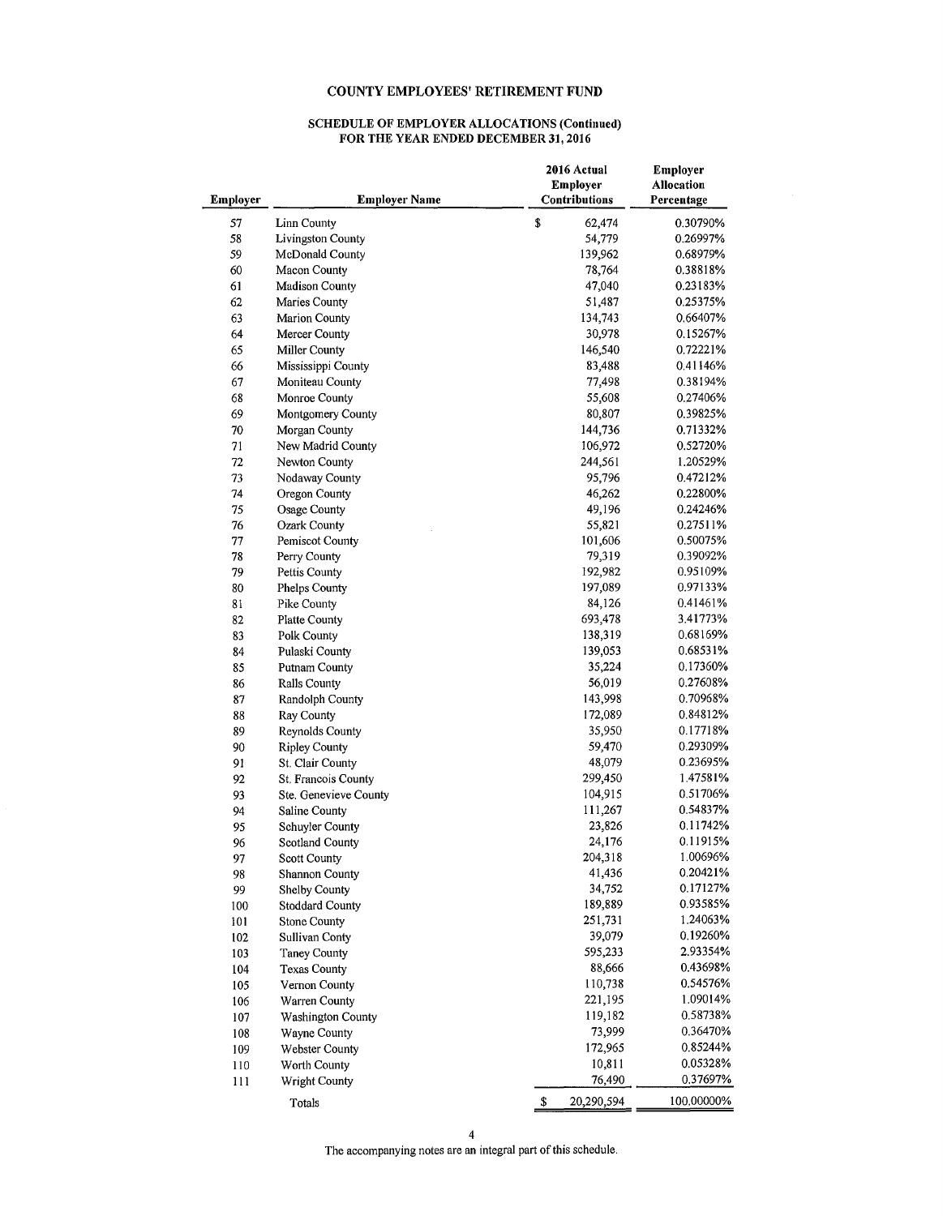# COUNTY EMPLOYEES' RETIREMENT FUND

## SCHEDULE OF EMPLOYER ALLOCATIONS (Continued)
## FOR THE YEAR ENDED DECEMBER 31, 2016

| Employer | Employer Name | 2016 Actual Employer Contributions | Employer Allocation Percentage |
|---|---|---|---|
| 57 | Linn County | $ 62,474 | 0.30790% |
| 58 | Livingston County | 54,779 | 0.26997% |
| 59 | McDonald County | 139,962 | 0.68979% |
| 60 | Macon County | 78,764 | 0.38818% |
| 61 | Madison County | 47,040 | 0.23183% |
| 62 | Maries County | 51,487 | 0.25375% |
| 63 | Marion County | 134,743 | 0.66407% |
| 64 | Mercer County | 30,978 | 0.15267% |
| 65 | Miller County | 146,540 | 0.72221% |
| 66 | Mississippi County | 83,488 | 0.41146% |
| 67 | Moniteau County | 77,498 | 0.38194% |
| 68 | Monroe County | 55,608 | 0.27406% |
| 69 | Montgomery County | 80,807 | 0.39825% |
| 70 | Morgan County | 144,736 | 0.71332% |
| 71 | New Madrid County | 106,972 | 0.52720% |
| 72 | Newton County | 244,561 | 1.20529% |
| 73 | Nodaway County | 95,796 | 0.47212% |
| 74 | Oregon County | 46,262 | 0.22800% |
| 75 | Osage County | 49,196 | 0.24246% |
| 76 | Ozark County | 55,821 | 0.27511% |
| 77 | Pemiscot County | 101,606 | 0.50075% |
| 78 | Perry County | 79,319 | 0.39092% |
| 79 | Pettis County | 192,982 | 0.95109% |
| 80 | Phelps County | 197,089 | 0.97133% |
| 81 | Pike County | 84,126 | 0.41461% |
| 82 | Platte County | 693,478 | 3.41773% |
| 83 | Polk County | 138,319 | 0.68169% |
| 84 | Pulaski County | 139,053 | 0.68531% |
| 85 | Putnam County | 35,224 | 0.17360% |
| 86 | Ralls County | 56,019 | 0.27608% |
| 87 | Randolph County | 143,998 | 0.70968% |
| 88 | Ray County | 172,089 | 0.84812% |
| 89 | Reynolds County | 35,950 | 0.17718% |
| 90 | Ripley County | 59,470 | 0.29309% |
| 91 | St. Clair County | 48,079 | 0.23695% |
| 92 | St. Francois County | 299,450 | 1.47581% |
| 93 | Ste. Genevieve County | 104,915 | 0.51706% |
| 94 | Saline County | 111,267 | 0.54837% |
| 95 | Schuyler County | 23,826 | 0.11742% |
| 96 | Scotland County | 24,176 | 0.11915% |
| 97 | Scott County | 204,318 | 1.00696% |
| 98 | Shannon County | 41,436 | 0.20421% |
| 99 | Shelby County | 34,752 | 0.17127% |
| 100 | Stoddard County | 189,889 | 0.93585% |
| 101 | Stone County | 251,731 | 1.24063% |
| 102 | Sullivan Conty | 39,079 | 0.19260% |
| 103 | Taney County | 595,233 | 2.93354% |
| 104 | Texas County | 88,666 | 0.43698% |
| 105 | Vernon County | 110,738 | 0.54576% |
| 106 | Warren County | 221,195 | 1.09014% |
| 107 | Washington County | 119,182 | 0.58738% |
| 108 | Wayne County | 73,999 | 0.36470% |
| 109 | Webster County | 172,965 | 0.85244% |
| 110 | Worth County | 10,811 | 0.05328% |
| 111 | Wright County | 76,490 | 0.37697% |
| | Totals | $ 20,290,594 | 100.00000% |

The accompanying notes are an integral part of this schedule.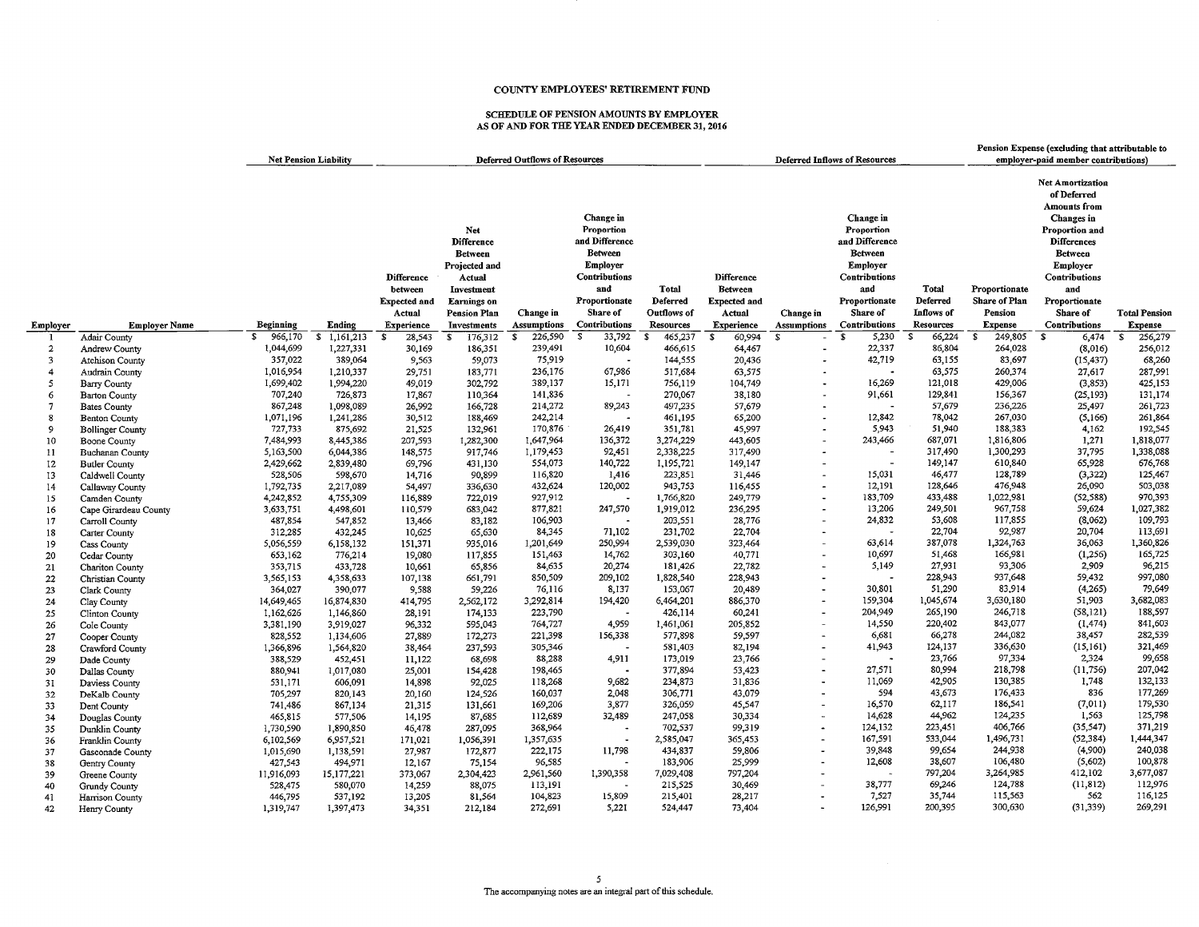# COUNTY EMPLOYEES' RETIREMENT FUND

## SCHEDULE OF PENSION AMOUNTS BY EMPLOYER
## AS OF AND FOR THE YEAR ENDED DECEMBER 31, 2016

| | | Net Pension Liability | | Deferred Outflows of Resources | | | | | Deferred Inflows of Resources | | | | Pension Expense (excluding that attributable to employer-paid member contributions) | | |
|---|---|---|---|---|---|---|---|---|---|---|---|---|---|---|---|
| Employer | Employer Name | Beginning | Ending | Difference between Expected and Actual Experience | Net Difference Between Projected and Actual Investment Earnings on Pension Plan Investments | Change in Assumptions | Change in Proportion and Difference Between Employer Contributions and Proportionate Share of Contributions | Total Deferred Outflows of Resources | Difference Between Expected and Actual Experience | Change in Assumptions | Change in Proportion and Difference Between Employer Contributions and Proportionate Share of Contributions | Total Deferred Inflows of Resources | Proportionate Share of Plan Pension Expense | Net Amortization of Deferred Amounts from Changes in Proportion and Differences Between Employer Contributions and Proportionate Share of Contributions | Total Pension Expense |
| 1 | Adair County | $ 966,170 | $ 1,161,213 | $ 28,543 | $ 176,312 | $ 226,590 | $ 33,792 | $ 465,237 | $ 60,994 | $ - | $ 5,230 | $ 66,224 | $ 249,805 | $ 6,474 | $ 256,279 |
| 2 | Andrew County | 1,044,699 | 1,227,331 | 30,169 | 186,351 | 239,491 | 10,604 | 466,615 | 64,467 | - | 22,337 | 86,804 | 264,028 | (8,016) | 256,012 |
| 3 | Atchison County | 357,022 | 389,064 | 9,563 | 59,073 | 75,919 | - | 144,555 | 20,436 | - | 42,719 | 63,155 | 83,697 | (15,437) | 68,260 |
| 4 | Audrain County | 1,016,954 | 1,210,337 | 29,751 | 183,771 | 236,176 | 67,986 | 517,684 | 63,575 | - | - | 63,575 | 260,374 | 27,617 | 287,991 |
| 5 | Barry County | 1,699,402 | 1,994,220 | 49,019 | 302,792 | 389,137 | 15,171 | 756,119 | 104,749 | - | 16,269 | 121,018 | 429,006 | (3,853) | 425,153 |
| 6 | Barton County | 707,240 | 726,873 | 17,867 | 110,364 | 141,836 | - | 270,067 | 38,180 | - | 91,661 | 129,841 | 156,367 | (25,193) | 131,174 |
| 7 | Bates County | 867,248 | 1,098,089 | 26,992 | 166,728 | 214,272 | 89,243 | 497,235 | 57,679 | - | - | 57,679 | 236,226 | 25,497 | 261,723 |
| 8 | Benton County | 1,071,196 | 1,241,286 | 30,512 | 188,469 | 242,214 | - | 461,195 | 65,200 | - | 12,842 | 78,042 | 267,030 | (5,166) | 261,864 |
| 9 | Bollinger County | 727,733 | 875,692 | 21,525 | 132,961 | 170,876 | 26,419 | 351,781 | 45,997 | - | 5,943 | 51,940 | 188,383 | 4,162 | 192,545 |
| 10 | Boone County | 7,484,993 | 8,445,385 | 207,593 | 1,282,300 | 1,647,964 | 136,372 | 3,274,229 | 443,605 | - | 243,466 | 687,071 | 1,816,806 | 1,271 | 1,818,077 |
| 11 | Buchanan County | 5,163,500 | 6,044,386 | 148,575 | 917,746 | 1,179,453 | 92,451 | 2,338,225 | 317,490 | - | - | 317,490 | 1,300,293 | 37,795 | 1,338,088 |
| 12 | Butler County | 2,429,662 | 2,839,480 | 69,796 | 431,130 | 554,073 | 140,722 | 1,195,721 | 149,147 | - | - | 149,147 | 610,840 | 65,928 | 676,768 |
| 13 | Caldwell County | 528,506 | 598,670 | 14,716 | 90,899 | 116,820 | 1,416 | 223,851 | 31,446 | - | 15,031 | 46,477 | 128,789 | (3,322) | 125,467 |
| 14 | Callaway County | 1,792,735 | 2,217,089 | 54,497 | 336,630 | 432,624 | 120,002 | 943,753 | 116,455 | - | 12,191 | 128,646 | 476,948 | 26,090 | 503,038 |
| 15 | Camden County | 4,242,852 | 4,755,309 | 116,889 | 722,019 | 927,912 | - | 1,766,820 | 249,779 | - | 183,709 | 433,488 | 1,022,981 | (52,588) | 970,393 |
| 16 | Cape Girardeau County | 3,633,751 | 4,498,601 | 110,579 | 683,042 | 877,821 | 247,570 | 1,919,012 | 236,295 | - | 13,206 | 249,501 | 967,758 | 59,624 | 1,027,382 |
| 17 | Carroll County | 487,854 | 547,852 | 13,466 | 83,182 | 106,903 | - | 203,551 | 28,776 | - | 24,832 | 53,608 | 117,855 | (8,062) | 109,793 |
| 18 | Carter County | 312,285 | 432,245 | 10,625 | 65,630 | 84,345 | 71,102 | 231,702 | 22,704 | - | - | 22,704 | 92,987 | 20,704 | 113,691 |
| 19 | Cass County | 5,056,559 | 6,158,132 | 151,371 | 935,016 | 1,201,649 | 250,994 | 2,539,030 | 323,464 | - | 63,614 | 387,078 | 1,324,763 | 36,063 | 1,360,826 |
| 20 | Cedar County | 653,162 | 776,214 | 19,080 | 117,855 | 151,463 | 14,762 | 303,160 | 40,771 | - | 10,697 | 51,468 | 166,981 | (1,256) | 165,725 |
| 21 | Chariton County | 353,715 | 433,728 | 10,661 | 65,856 | 84,635 | 20,274 | 181,426 | 22,782 | - | 5,149 | 27,931 | 93,306 | 2,909 | 96,215 |
| 22 | Christian County | 3,565,153 | 4,358,633 | 107,138 | 661,791 | 850,509 | 209,102 | 1,828,540 | 228,943 | - | - | 228,943 | 937,648 | 59,432 | 997,080 |
| 23 | Clark County | 364,027 | 390,077 | 9,588 | 59,226 | 76,116 | 8,137 | 153,067 | 20,489 | - | 30,801 | 51,290 | 83,914 | (4,265) | 79,649 |
| 24 | Clay County | 14,649,465 | 16,874,830 | 414,795 | 2,562,172 | 3,292,814 | 194,420 | 6,464,201 | 886,370 | - | 159,304 | 1,045,674 | 3,630,180 | 51,903 | 3,682,083 |
| 25 | Clinton County | 1,162,626 | 1,146,860 | 28,191 | 174,133 | 223,790 | - | 426,114 | 60,241 | - | 204,949 | 265,190 | 246,718 | (58,121) | 188,597 |
| 26 | Cole County | 3,381,190 | 3,919,027 | 96,332 | 595,043 | 764,727 | 4,959 | 1,461,061 | 205,852 | - | 14,550 | 220,402 | 843,077 | (1,474) | 841,603 |
| 27 | Cooper County | 828,552 | 1,134,606 | 27,889 | 172,273 | 221,398 | 156,338 | 577,898 | 59,597 | - | 6,681 | 66,278 | 244,082 | 38,457 | 282,539 |
| 28 | Crawford County | 1,366,896 | 1,564,820 | 38,464 | 237,593 | 305,346 | - | 581,403 | 82,194 | - | 41,943 | 124,137 | 336,630 | (15,161) | 321,469 |
| 29 | Dade County | 388,529 | 452,451 | 11,122 | 68,698 | 88,288 | 4,911 | 173,019 | 23,766 | - | - | 23,766 | 97,334 | 2,324 | 99,658 |
| 30 | Dallas County | 880,941 | 1,017,080 | 25,001 | 154,428 | 198,465 | - | 377,894 | 53,423 | - | 27,571 | 80,994 | 218,798 | (11,756) | 207,042 |
| 31 | Daviess County | 531,171 | 606,091 | 14,898 | 92,025 | 118,268 | 9,682 | 234,873 | 31,836 | - | 11,069 | 42,905 | 130,385 | 1,748 | 132,133 |
| 32 | DeKalb County | 705,297 | 820,143 | 20,160 | 124,526 | 160,037 | 2,048 | 306,771 | 43,079 | - | 594 | 43,673 | 176,433 | 836 | 177,269 |
| 33 | Dent County | 741,486 | 867,134 | 21,315 | 131,661 | 169,206 | 3,877 | 326,059 | 45,547 | - | 16,570 | 62,117 | 186,541 | (7,011) | 179,530 |
| 34 | Douglas County | 465,815 | 577,506 | 14,195 | 87,685 | 112,689 | 32,489 | 247,058 | 30,334 | - | 14,628 | 44,962 | 124,235 | 1,563 | 125,798 |
| 35 | Dunklin County | 1,730,590 | 1,890,850 | 46,478 | 287,095 | 368,964 | - | 702,537 | 99,319 | - | 124,132 | 223,451 | 406,766 | (35,547) | 371,219 |
| 36 | Franklin County | 6,102,569 | 6,957,521 | 171,021 | 1,056,391 | 1,357,635 | - | 2,585,047 | 365,453 | - | 167,591 | 533,044 | 1,496,731 | (52,384) | 1,444,347 |
| 37 | Gasconade County | 1,015,690 | 1,138,591 | 27,987 | 172,877 | 222,175 | 11,798 | 434,837 | 59,806 | - | 39,848 | 99,654 | 244,938 | (4,900) | 240,038 |
| 38 | Gentry County | 427,543 | 494,971 | 12,167 | 75,154 | 96,585 | - | 183,906 | 25,999 | - | 12,608 | 38,607 | 106,480 | (5,602) | 100,878 |
| 39 | Greene County | 11,916,093 | 15,177,221 | 373,067 | 2,304,423 | 2,961,560 | 1,390,358 | 7,029,408 | 797,204 | - | - | 797,204 | 3,264,985 | 412,102 | 3,677,087 |
| 40 | Grundy County | 528,475 | 580,070 | 14,259 | 88,075 | 113,191 | - | 215,525 | 30,469 | - | 38,777 | 69,246 | 124,788 | (11,812) | 112,976 |
| 41 | Harrison County | 446,795 | 537,192 | 13,205 | 81,564 | 104,823 | 15,809 | 215,401 | 28,217 | - | 7,527 | 35,744 | 115,563 | 562 | 116,125 |
| 42 | Henry County | 1,319,747 | 1,397,473 | 34,351 | 212,184 | 272,691 | 5,221 | 524,447 | 73,404 | - | 126,991 | 200,395 | 300,630 | (31,339) | 269,291 |

The accompanying notes are an integral part of this schedule.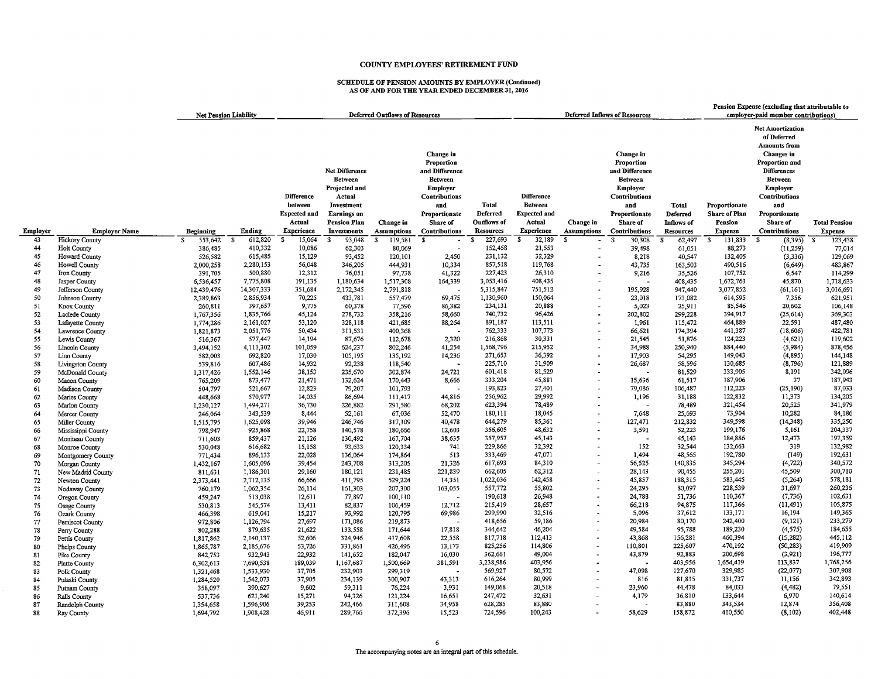# COUNTY EMPLOYEES' RETIREMENT FUND

## SCHEDULE OF PENSION AMOUNTS BY EMPLOYER (Continued)
## AS OF AND FOR THE YEAR ENDED DECEMBER 31, 2016

| | | Net Pension Liability | | Deferred Outflows of Resources | | | | | Deferred Inflows of Resources | | | | Pension Expense (excluding that attributable to employer-paid member contributions) | | |
|---|---|---|---|---|---|---|---|---|---|---|---|---|---|---|---|
| Employer | Employer Name | Beginning | Ending | Difference between Expected and Actual Experience | Net Difference Between Projected and Actual Investment Earnings on Pension Plan Investments | Change in Assumptions | Change in Proportion and Difference Between Employer Contributions and Proportionate Share of Contributions | Total Deferred Outflows of Resources | Difference Between Expected and Actual Experience | Change in Assumptions | Change in Proportion and Difference Between Employer Contributions and Proportionate Share of Contributions | Total Deferred Inflows of Resources | Proportionate Share of Plan Pension Expense | Net Amortization of Deferred Amounts from Changes in Proportion and Differences Between Employer Contributions and Proportionate Share of Contributions | Total Pension Expense |
| 43 | Hickory County | $ 553,642 | $ 612,820 | $ 15,064 | $ 93,048 | $ 119,581 | $ - | $ 227,693 | $ 32,189 | $ - | $ 30,308 | $ 62,497 | $ 131,833 | $ (8,395) | $ 123,438 |
| 44 | Holt County | 386,485 | 410,332 | 10,086 | 62,303 | 80,069 | - | 152,458 | 21,553 | - | 39,498 | 61,051 | 88,273 | (11,259) | 77,014 |
| 45 | Howard County | 526,582 | 615,485 | 15,129 | 93,452 | 120,101 | 2,450 | 231,132 | 32,329 | - | 8,218 | 40,547 | 132,405 | (3,336) | 129,069 |
| 46 | Howell County | 2,000,258 | 2,280,153 | 56,048 | 346,205 | 444,931 | 10,334 | 857,518 | 119,768 | - | 43,735 | 163,503 | 490,516 | (6,649) | 483,867 |
| 47 | Iron County | 391,705 | 500,880 | 12,312 | 76,051 | 97,738 | 41,322 | 227,423 | 26,310 | - | 9,216 | 35,526 | 107,752 | 6,547 | 114,299 |
| 48 | Jasper County | 6,536,457 | 7,775,808 | 191,135 | 1,180,634 | 1,517,308 | 164,339 | 3,053,416 | 408,435 | - | - | 408,435 | 1,672,763 | 45,870 | 1,718,633 |
| 49 | Jefferson County | 12,439,476 | 14,307,333 | 351,684 | 2,172,345 | 2,791,818 | - | 5,315,847 | 751,512 | - | 195,928 | 947,440 | 3,077,852 | (61,161) | 3,016,691 |
| 50 | Johnson County | 2,389,863 | 2,856,934 | 70,225 | 433,781 | 557,479 | 69,475 | 1,130,960 | 150,064 | - | 23,018 | 173,082 | 614,595 | 7,356 | 621,951 |
| 51 | Knox County | 260,811 | 397,657 | 9,775 | 60,378 | 77,596 | 86,382 | 234,131 | 20,888 | - | 5,023 | 25,911 | 85,546 | 20,602 | 106,148 |
| 52 | Laclede County | 1,767,356 | 1,835,766 | 45,124 | 278,732 | 358,216 | 58,660 | 740,732 | 96,426 | - | 202,802 | 299,228 | 394,917 | (25,614) | 369,303 |
| 53 | Lafayette County | 1,774,286 | 2,161,027 | 53,120 | 328,118 | 421,685 | 88,264 | 891,187 | 113,511 | - | 1,961 | 115,472 | 464,889 | 22,591 | 487,480 |
| 54 | Lawrence County | 1,821,873 | 2,051,776 | 50,434 | 311,531 | 400,368 | - | 762,333 | 107,773 | - | 66,621 | 174,394 | 441,387 | (18,606) | 422,781 |
| 55 | Lewis County | 516,367 | 577,447 | 14,194 | 87,676 | 112,678 | 2,320 | 216,868 | 30,331 | - | 21,545 | 51,876 | 124,223 | (4,621) | 119,602 |
| 56 | Lincoln County | 3,494,152 | 4,111,302 | 101,059 | 624,237 | 802,246 | 41,254 | 1,568,796 | 215,952 | - | 34,988 | 250,940 | 884,440 | (5,984) | 878,456 |
| 57 | Linn County | 582,003 | 692,820 | 17,030 | 105,195 | 135,192 | 14,236 | 271,653 | 36,392 | - | 17,903 | 54,295 | 149,043 | (4,895) | 144,148 |
| 58 | Livingston County | 539,816 | 607,486 | 14,932 | 92,238 | 118,540 | - | 225,710 | 31,909 | - | 26,687 | 58,596 | 130,685 | (8,796) | 121,889 |
| 59 | McDonald County | 1,317,426 | 1,552,146 | 38,153 | 235,670 | 302,874 | 24,721 | 601,418 | 81,529 | - | - | 81,529 | 333,905 | 8,191 | 342,096 |
| 60 | Macon County | 765,209 | 873,477 | 21,471 | 132,624 | 170,443 | 8,666 | 333,204 | 45,881 | - | 15,636 | 61,517 | 187,906 | 37 | 187,943 |
| 61 | Madison County | 504,797 | 521,667 | 12,823 | 79,207 | 101,793 | - | 193,823 | 27,401 | - | 79,086 | 106,487 | 112,223 | (25,190) | 87,033 |
| 62 | Maries County | 448,668 | 570,977 | 14,035 | 86,694 | 111,417 | 44,816 | 256,962 | 29,992 | - | 1,196 | 31,188 | 122,832 | 11,373 | 134,205 |
| 63 | Marion County | 1,230,127 | 1,494,271 | 36,730 | 226,882 | 291,580 | 68,202 | 623,394 | 78,489 | - | - | 78,489 | 321,454 | 20,525 | 341,979 |
| 64 | Mercer County | 246,064 | 343,539 | 8,444 | 52,161 | 67,036 | 52,470 | 180,111 | 18,045 | - | 7,648 | 25,693 | 73,904 | 10,282 | 84,186 |
| 65 | Miller County | 1,515,795 | 1,625,098 | 39,946 | 246,746 | 317,109 | 40,478 | 644,279 | 85,361 | - | 127,471 | 212,832 | 349,598 | (14,348) | 335,250 |
| 66 | Mississippi County | 798,947 | 925,868 | 22,758 | 140,578 | 180,666 | 12,603 | 356,605 | 48,632 | - | 3,591 | 52,223 | 199,176 | 5,161 | 204,337 |
| 67 | Moniteau County | 711,603 | 859,437 | 21,126 | 130,492 | 167,704 | 38,635 | 357,957 | 45,143 | - | - | 45,143 | 184,886 | 12,473 | 197,359 |
| 68 | Monroe County | 530,048 | 616,682 | 15,158 | 93,633 | 120,334 | 741 | 229,866 | 32,392 | - | 152 | 32,544 | 132,663 | 319 | 132,982 |
| 69 | Montgomery County | 771,434 | 896,133 | 22,028 | 136,064 | 174,864 | 513 | 333,469 | 47,071 | - | 1,494 | 48,565 | 192,780 | (149) | 192,631 |
| 70 | Morgan County | 1,432,167 | 1,605,096 | 39,454 | 243,708 | 313,205 | 21,326 | 617,693 | 84,310 | - | 56,525 | 140,835 | 345,294 | (4,722) | 340,572 |
| 71 | New Madrid County | 811,631 | 1,186,301 | 29,160 | 180,121 | 231,485 | 221,839 | 662,605 | 62,312 | - | 28,143 | 90,455 | 255,201 | 45,509 | 300,710 |
| 72 | Newton County | 2,373,441 | 2,712,135 | 66,666 | 411,795 | 529,224 | 14,351 | 1,022,036 | 142,458 | - | 45,857 | 188,315 | 583,445 | (5,264) | 578,181 |
| 73 | Nodaway County | 760,179 | 1,062,354 | 26,114 | 161,303 | 207,300 | 163,055 | 557,772 | 55,802 | - | 24,295 | 80,097 | 228,539 | 31,697 | 260,236 |
| 74 | Oregon County | 459,247 | 513,038 | 12,611 | 77,897 | 100,110 | - | 190,618 | 26,948 | - | 24,788 | 51,736 | 110,367 | (7,736) | 102,631 |
| 75 | Osage County | 530,813 | 545,574 | 13,411 | 82,837 | 106,459 | 12,712 | 215,419 | 28,657 | - | 66,218 | 94,875 | 117,366 | (11,491) | 105,875 |
| 76 | Ozark County | 466,398 | 619,041 | 15,217 | 93,992 | 120,795 | 69,986 | 299,990 | 32,516 | - | 5,096 | 37,612 | 133,171 | 16,194 | 149,365 |
| 77 | Pemiscot County | 972,806 | 1,126,794 | 27,697 | 171,086 | 219,873 | - | 418,656 | 59,186 | - | 20,984 | 80,170 | 242,400 | (9,121) | 233,279 |
| 78 | Perry County | 802,288 | 879,635 | 21,622 | 133,558 | 171,644 | 17,818 | 344,642 | 46,204 | - | 49,584 | 95,788 | 189,230 | (4,575) | 184,655 |
| 79 | Pettis County | 1,817,862 | 2,140,137 | 52,606 | 324,946 | 417,608 | 22,558 | 817,718 | 112,413 | - | 43,868 | 156,281 | 460,394 | (15,282) | 445,112 |
| 80 | Phelps County | 1,865,787 | 2,185,676 | 53,726 | 331,861 | 426,496 | 13,173 | 825,256 | 114,806 | - | 110,801 | 225,607 | 470,192 | (50,283) | 419,909 |
| 81 | Pike County | 842,753 | 932,943 | 22,932 | 141,652 | 182,047 | 16,030 | 362,661 | 49,004 | - | 43,879 | 92,883 | 200,698 | (3,921) | 196,777 |
| 82 | Platte County | 6,302,613 | 7,690,538 | 189,039 | 1,167,687 | 1,500,669 | 381,591 | 3,238,986 | 403,956 | - | - | 403,956 | 1,654,419 | 113,837 | 1,768,256 |
| 83 | Polk County | 1,321,468 | 1,533,930 | 37,705 | 232,903 | 299,319 | - | 569,927 | 80,572 | - | 47,098 | 127,670 | 329,985 | (22,077) | 307,908 |
| 84 | Pulaski County | 1,284,520 | 1,542,073 | 37,905 | 234,139 | 300,907 | 43,313 | 616,264 | 80,999 | - | 816 | 81,815 | 331,737 | 11,156 | 342,893 |
| 85 | Putnam County | 358,097 | 390,627 | 9,602 | 59,311 | 76,224 | 3,931 | 149,068 | 20,518 | - | 23,960 | 44,478 | 84,033 | (4,482) | 79,551 |
| 86 | Ralls County | 537,736 | 621,240 | 15,271 | 94,326 | 121,224 | 16,651 | 247,472 | 32,631 | - | 4,179 | 36,810 | 133,644 | 6,970 | 140,614 |
| 87 | Randolph County | 1,354,658 | 1,596,906 | 39,253 | 242,466 | 311,608 | 34,958 | 628,285 | 83,880 | - | - | 83,880 | 343,534 | 12,874 | 356,408 |
| 88 | Ray County | 1,694,792 | 1,908,428 | 46,911 | 289,766 | 372,396 | 15,523 | 724,596 | 100,243 | - | 58,629 | 158,872 | 410,550 | (8,102) | 402,448 |

The accompanying notes are an integral part of this schedule.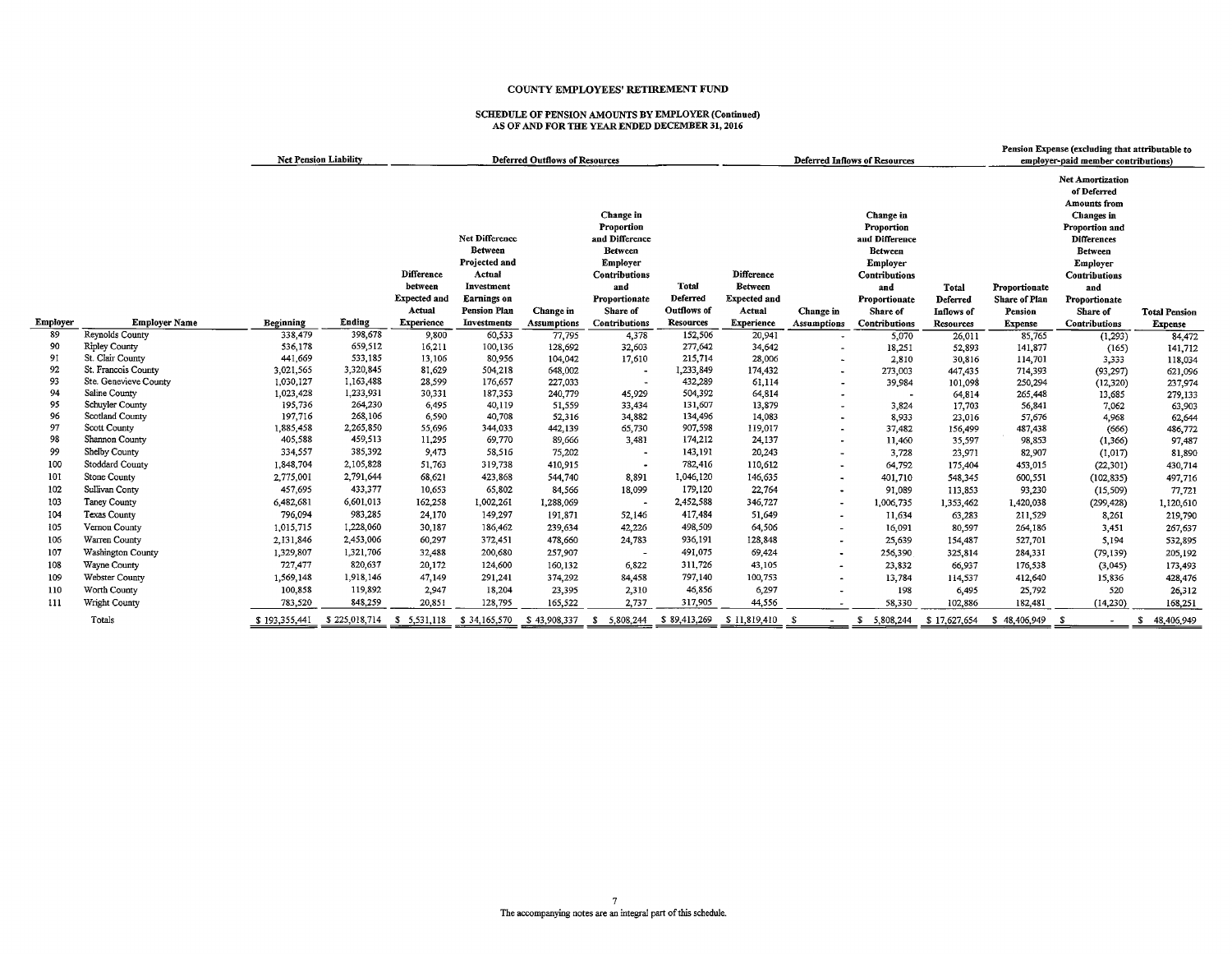# COUNTY EMPLOYEES' RETIREMENT FUND

## SCHEDULE OF PENSION AMOUNTS BY EMPLOYER (Continued)
## AS OF AND FOR THE YEAR ENDED DECEMBER 31, 2016

| | | Net Pension Liability | | Deferred Outflows of Resources | | | | | Deferred Inflows of Resources | | | | Pension Expense (excluding that attributable to employer-paid member contributions) | | |
|---|---|---|---|---|---|---|---|---|---|---|---|---|---|---|---|
| Employer | Employer Name | Beginning | Ending | Difference between Expected and Actual Experience | Net Difference Between Projected and Actual Investment Earnings on Pension Plan Investments | Change in Assumptions | Change in Proportion and Difference Between Employer Contributions and Proportionate Share of Contributions | Total Deferred Outflows of Resources | Difference Between Expected and Actual Experience | Change in Assumptions | Change in Proportion and Difference Between Employer Contributions and Proportionate Share of Contributions | Total Deferred Inflows of Resources | Proportionate Share of Plan Pension Expense | Net Amortization of Deferred Amounts from Changes in Proportion and Differences Between Employer Contributions and Proportionate Share of Contributions | Total Pension Expense |
| 89 | Reynolds County | 338,479 | 398,678 | 9,800 | 60,533 | 77,795 | 4,378 | 152,506 | 20,941 | - | 5,070 | 26,011 | 85,765 | (1,293) | 84,472 |
| 90 | Ripley County | 536,178 | 659,512 | 16,211 | 100,136 | 128,692 | 32,603 | 277,642 | 34,642 | - | 18,251 | 52,893 | 141,877 | (165) | 141,712 |
| 91 | St. Clair County | 441,669 | 533,185 | 13,106 | 80,956 | 104,042 | 17,610 | 215,714 | 28,006 | - | 2,810 | 30,816 | 114,701 | 3,333 | 118,034 |
| 92 | St. Francois County | 3,021,565 | 3,320,845 | 81,629 | 504,218 | 648,002 | - | 1,233,849 | 174,432 | - | 273,003 | 447,435 | 714,393 | (93,297) | 621,096 |
| 93 | Ste. Genevieve County | 1,030,127 | 1,163,488 | 28,599 | 176,657 | 227,033 | - | 432,289 | 61,114 | - | 39,984 | 101,098 | 250,294 | (12,320) | 237,974 |
| 94 | Saline County | 1,023,428 | 1,233,931 | 30,331 | 187,353 | 240,779 | 45,929 | 504,392 | 64,814 | - | - | 64,814 | 265,448 | 13,685 | 279,133 |
| 95 | Schuyler County | 195,736 | 264,230 | 6,495 | 40,119 | 51,559 | 33,434 | 131,607 | 13,879 | - | 3,824 | 17,703 | 56,841 | 7,062 | 63,903 |
| 96 | Scotland County | 197,716 | 268,106 | 6,590 | 40,708 | 52,316 | 34,882 | 134,496 | 14,083 | - | 8,933 | 23,016 | 57,676 | 4,968 | 62,644 |
| 97 | Scott County | 1,885,458 | 2,265,850 | 55,696 | 344,033 | 442,139 | 65,730 | 907,598 | 119,017 | - | 37,482 | 156,499 | 487,438 | (666) | 486,772 |
| 98 | Shannon County | 405,588 | 459,513 | 11,295 | 69,770 | 89,666 | 3,481 | 174,212 | 24,137 | - | 11,460 | 35,597 | 98,853 | (1,366) | 97,487 |
| 99 | Shelby County | 334,557 | 385,392 | 9,473 | 58,516 | 75,202 | - | 143,191 | 20,243 | - | 3,728 | 23,971 | 82,907 | (1,017) | 81,890 |
| 100 | Stoddard County | 1,848,704 | 2,105,828 | 51,763 | 319,738 | 410,915 | - | 782,416 | 110,612 | - | 64,792 | 175,404 | 453,015 | (22,301) | 430,714 |
| 101 | Stone County | 2,775,001 | 2,791,644 | 68,621 | 423,868 | 544,740 | 8,891 | 1,046,120 | 146,635 | - | 401,710 | 548,345 | 600,551 | (102,835) | 497,716 |
| 102 | Sullivan Conty | 457,695 | 433,377 | 10,653 | 65,802 | 84,566 | 18,099 | 179,120 | 22,764 | - | 91,089 | 113,853 | 93,230 | (15,509) | 77,721 |
| 103 | Taney County | 6,482,681 | 6,601,013 | 162,258 | 1,002,261 | 1,288,069 | - | 2,452,588 | 346,727 | - | 1,006,735 | 1,353,462 | 1,420,038 | (299,428) | 1,120,610 |
| 104 | Texas County | 796,094 | 983,285 | 24,170 | 149,297 | 191,871 | 52,146 | 417,484 | 51,649 | - | 11,634 | 63,283 | 211,529 | 8,261 | 219,790 |
| 105 | Vernon County | 1,015,715 | 1,228,060 | 30,187 | 186,462 | 239,634 | 42,226 | 498,509 | 64,506 | - | 16,091 | 80,597 | 264,186 | 3,451 | 267,637 |
| 106 | Warren County | 2,131,846 | 2,453,006 | 60,297 | 372,451 | 478,660 | 24,783 | 936,191 | 128,848 | - | 25,639 | 154,487 | 527,701 | 5,194 | 532,895 |
| 107 | Washington County | 1,329,807 | 1,321,706 | 32,488 | 200,680 | 257,907 | - | 491,075 | 69,424 | - | 256,390 | 325,814 | 284,331 | (79,139) | 205,192 |
| 108 | Wayne County | 727,477 | 820,637 | 20,172 | 124,600 | 160,132 | 6,822 | 311,726 | 43,105 | - | 23,832 | 66,937 | 176,538 | (3,045) | 173,493 |
| 109 | Webster County | 1,569,148 | 1,918,146 | 47,149 | 291,241 | 374,292 | 84,458 | 797,140 | 100,753 | - | 13,784 | 114,537 | 412,640 | 15,836 | 428,476 |
| 110 | Worth County | 100,858 | 119,892 | 2,947 | 18,204 | 23,395 | 2,310 | 46,856 | 6,297 | - | 198 | 6,495 | 25,792 | 520 | 26,312 |
| 111 | Wright County | 783,520 | 848,259 | 20,851 | 128,795 | 165,522 | 2,737 | 317,905 | 44,556 | - | 58,330 | 102,886 | 182,481 | (14,230) | 168,251 |
| | Totals | $ 193,355,441 | $ 225,018,714 | $ 5,531,118 | $ 34,165,570 | $ 43,908,337 | $ 5,808,244 | $ 89,413,269 | $ 11,819,410 | $ - | $ 5,808,244 | $ 17,627,654 | $ 48,406,949 | $ - | $ 48,406,949 |

The accompanying notes are an integral part of this schedule.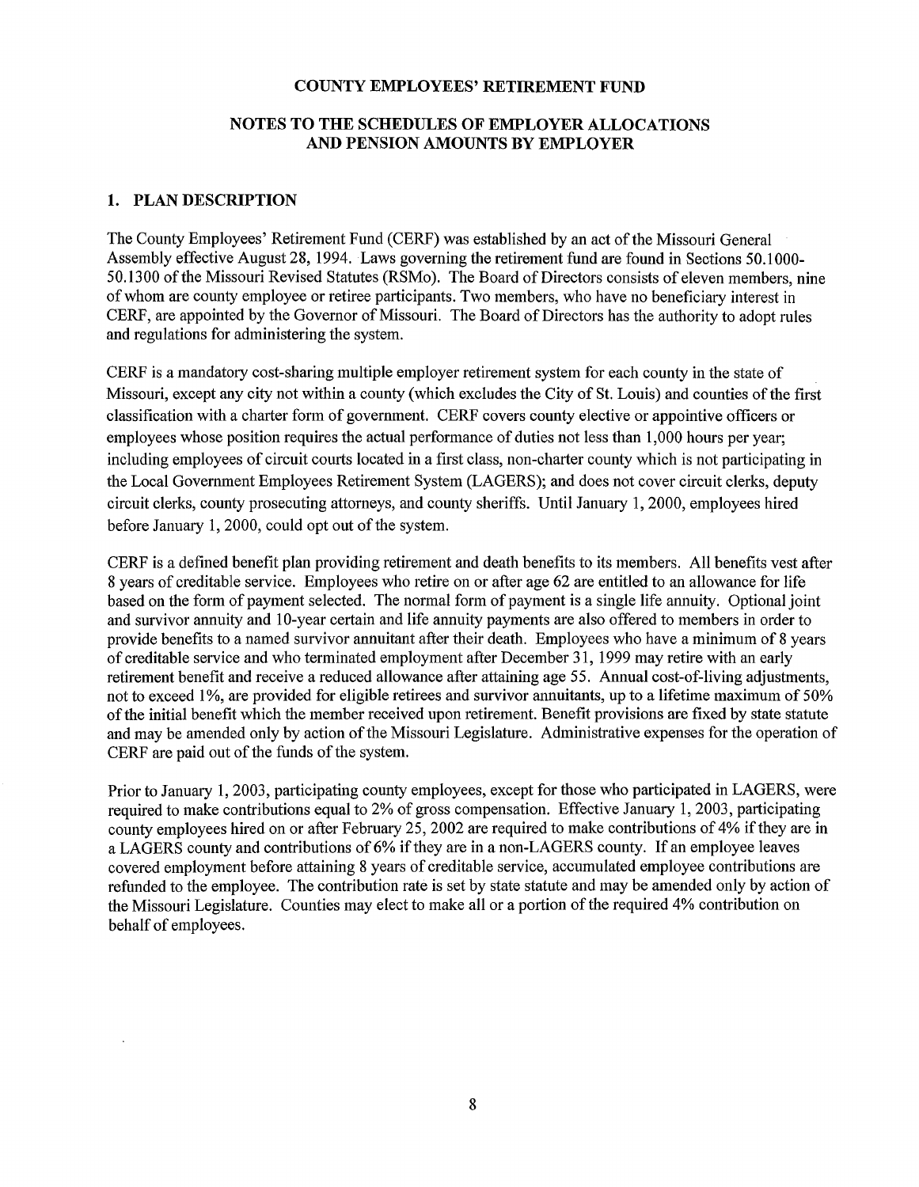# COUNTY EMPLOYEES' RETIREMENT FUND

## NOTES TO THE SCHEDULES OF EMPLOYER ALLOCATIONS AND PENSION AMOUNTS BY EMPLOYER

### 1. PLAN DESCRIPTION

The County Employees' Retirement Fund (CERF) was established by an act of the Missouri General Assembly effective August 28, 1994. Laws governing the retirement fund are found in Sections 50.1000-50.1300 of the Missouri Revised Statutes (RSMo). The Board of Directors consists of eleven members, nine of whom are county employee or retiree participants. Two members, who have no beneficiary interest in CERF, are appointed by the Governor of Missouri. The Board of Directors has the authority to adopt rules and regulations for administering the system.

CERF is a mandatory cost-sharing multiple employer retirement system for each county in the state of Missouri, except any city not within a county (which excludes the City of St. Louis) and counties of the first classification with a charter form of government. CERF covers county elective or appointive officers or employees whose position requires the actual performance of duties not less than 1,000 hours per year; including employees of circuit courts located in a first class, non-charter county which is not participating in the Local Government Employees Retirement System (LAGERS); and does not cover circuit clerks, deputy circuit clerks, county prosecuting attorneys, and county sheriffs. Until January 1, 2000, employees hired before January 1, 2000, could opt out of the system.

CERF is a defined benefit plan providing retirement and death benefits to its members. All benefits vest after 8 years of creditable service. Employees who retire on or after age 62 are entitled to an allowance for life based on the form of payment selected. The normal form of payment is a single life annuity. Optional joint and survivor annuity and 10-year certain and life annuity payments are also offered to members in order to provide benefits to a named survivor annuitant after their death. Employees who have a minimum of 8 years of creditable service and who terminated employment after December 31, 1999 may retire with an early retirement benefit and receive a reduced allowance after attaining age 55. Annual cost-of-living adjustments, not to exceed 1%, are provided for eligible retirees and survivor annuitants, up to a lifetime maximum of 50% of the initial benefit which the member received upon retirement. Benefit provisions are fixed by state statute and may be amended only by action of the Missouri Legislature. Administrative expenses for the operation of CERF are paid out of the funds of the system.

Prior to January 1, 2003, participating county employees, except for those who participated in LAGERS, were required to make contributions equal to 2% of gross compensation. Effective January 1, 2003, participating county employees hired on or after February 25, 2002 are required to make contributions of 4% if they are in a LAGERS county and contributions of 6% if they are in a non-LAGERS county. If an employee leaves covered employment before attaining 8 years of creditable service, accumulated employee contributions are refunded to the employee. The contribution rate is set by state statute and may be amended only by action of the Missouri Legislature. Counties may elect to make all or a portion of the required 4% contribution on behalf of employees.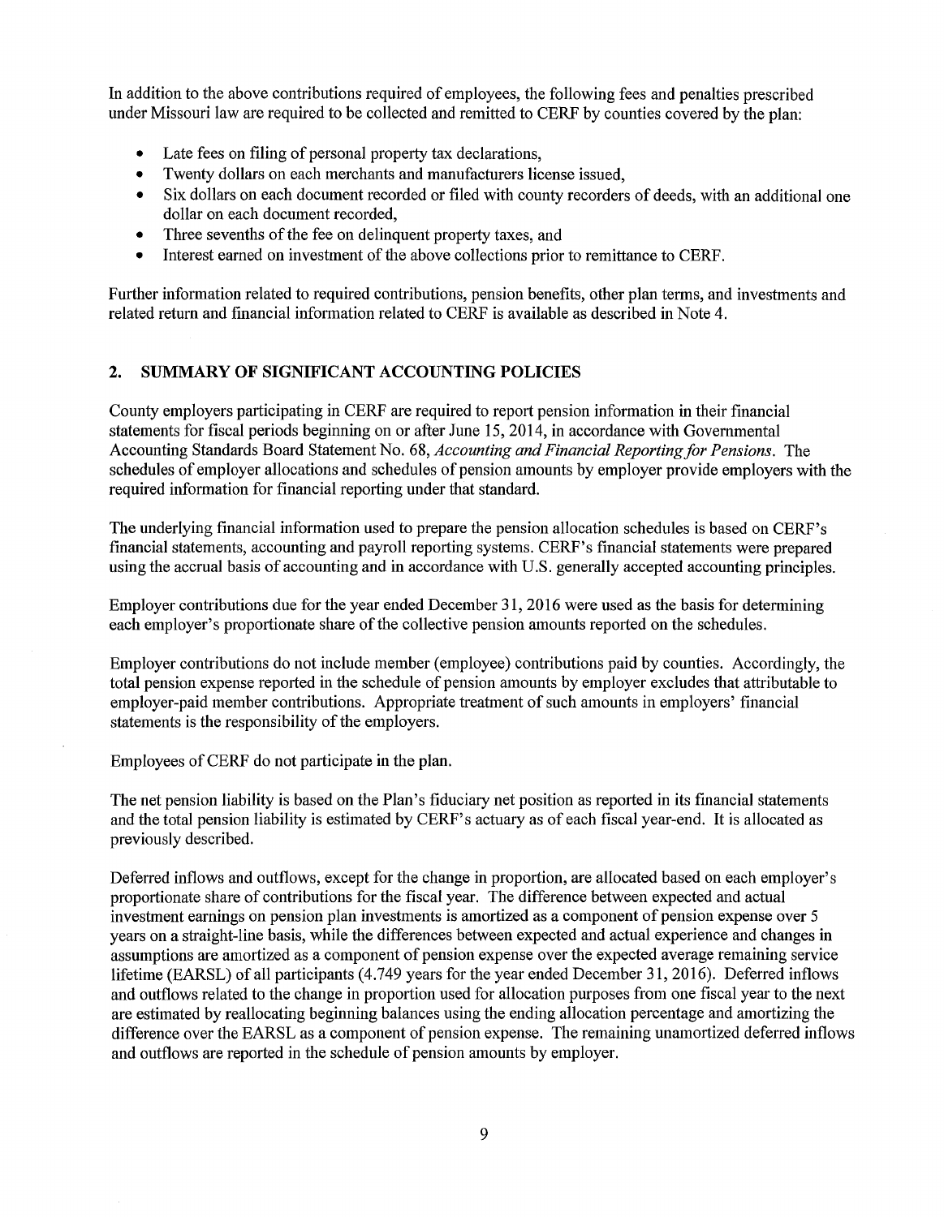In addition to the above contributions required of employees, the following fees and penalties prescribed under Missouri law are required to be collected and remitted to CERF by counties covered by the plan:

- Late fees on filing of personal property tax declarations,
- Twenty dollars on each merchants and manufacturers license issued,
- Six dollars on each document recorded or filed with county recorders of deeds, with an additional one dollar on each document recorded,
- Three sevenths of the fee on delinquent property taxes, and
- Interest earned on investment of the above collections prior to remittance to CERF.

Further information related to required contributions, pension benefits, other plan terms, and investments and related return and financial information related to CERF is available as described in Note 4.

## 2. SUMMARY OF SIGNIFICANT ACCOUNTING POLICIES

County employers participating in CERF are required to report pension information in their financial statements for fiscal periods beginning on or after June 15, 2014, in accordance with Governmental Accounting Standards Board Statement No. 68, *Accounting and Financial Reporting for Pensions*. The schedules of employer allocations and schedules of pension amounts by employer provide employers with the required information for financial reporting under that standard.

The underlying financial information used to prepare the pension allocation schedules is based on CERF's financial statements, accounting and payroll reporting systems. CERF's financial statements were prepared using the accrual basis of accounting and in accordance with U.S. generally accepted accounting principles.

Employer contributions due for the year ended December 31, 2016 were used as the basis for determining each employer's proportionate share of the collective pension amounts reported on the schedules.

Employer contributions do not include member (employee) contributions paid by counties. Accordingly, the total pension expense reported in the schedule of pension amounts by employer excludes that attributable to employer-paid member contributions. Appropriate treatment of such amounts in employers' financial statements is the responsibility of the employers.

Employees of CERF do not participate in the plan.

The net pension liability is based on the Plan's fiduciary net position as reported in its financial statements and the total pension liability is estimated by CERF's actuary as of each fiscal year-end. It is allocated as previously described.

Deferred inflows and outflows, except for the change in proportion, are allocated based on each employer's proportionate share of contributions for the fiscal year. The difference between expected and actual investment earnings on pension plan investments is amortized as a component of pension expense over 5 years on a straight-line basis, while the differences between expected and actual experience and changes in assumptions are amortized as a component of pension expense over the expected average remaining service lifetime (EARSL) of all participants (4.749 years for the year ended December 31, 2016). Deferred inflows and outflows related to the change in proportion used for allocation purposes from one fiscal year to the next are estimated by reallocating beginning balances using the ending allocation percentage and amortizing the difference over the EARSL as a component of pension expense. The remaining unamortized deferred inflows and outflows are reported in the schedule of pension amounts by employer.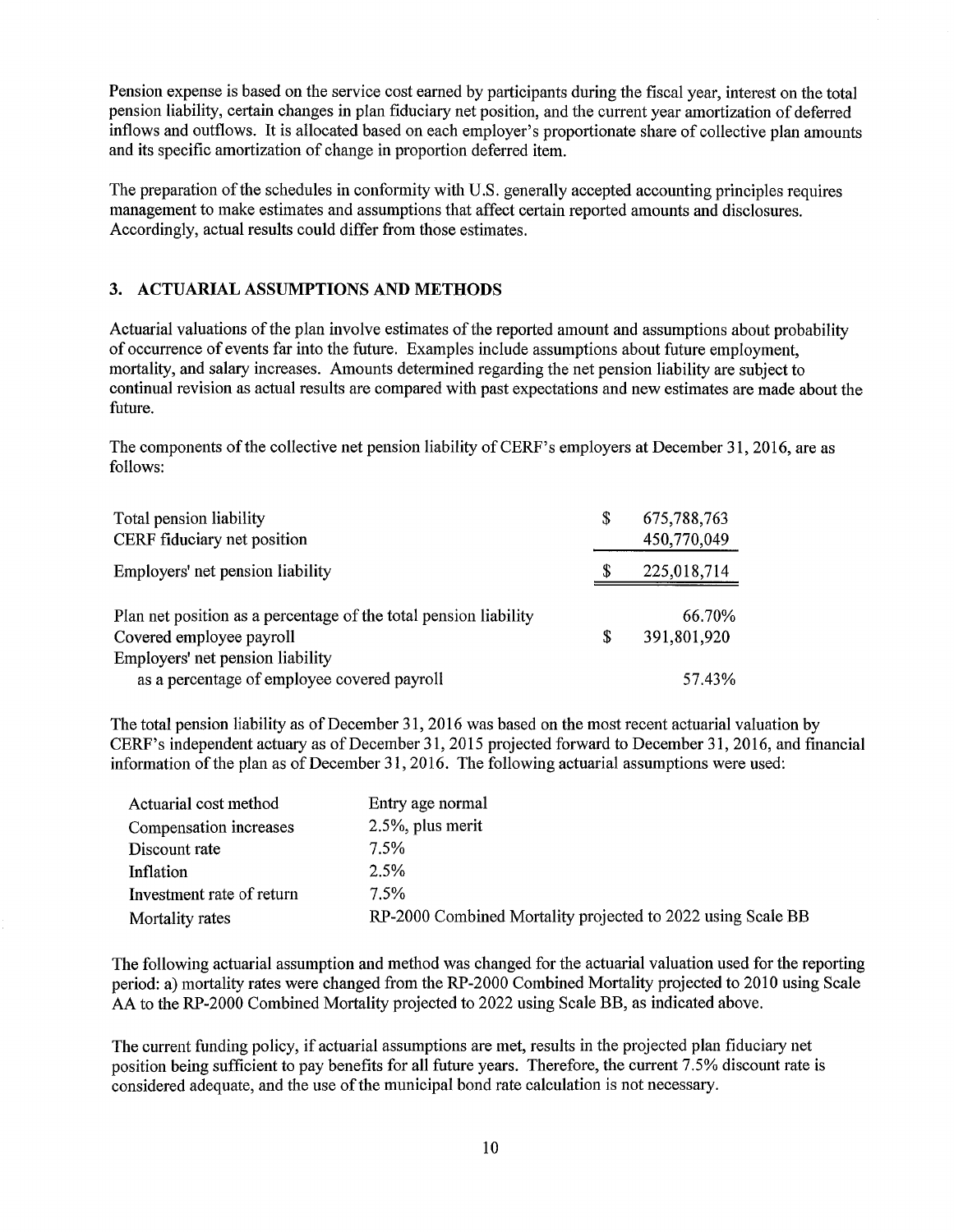Pension expense is based on the service cost earned by participants during the fiscal year, interest on the total pension liability, certain changes in plan fiduciary net position, and the current year amortization of deferred inflows and outflows. It is allocated based on each employer's proportionate share of collective plan amounts and its specific amortization of change in proportion deferred item.

The preparation of the schedules in conformity with U.S. generally accepted accounting principles requires management to make estimates and assumptions that affect certain reported amounts and disclosures. Accordingly, actual results could differ from those estimates.

## 3. ACTUARIAL ASSUMPTIONS AND METHODS

Actuarial valuations of the plan involve estimates of the reported amount and assumptions about probability of occurrence of events far into the future. Examples include assumptions about future employment, mortality, and salary increases. Amounts determined regarding the net pension liability are subject to continual revision as actual results are compared with past expectations and new estimates are made about the future.

The components of the collective net pension liability of CERF's employers at December 31, 2016, are as follows:

| | | |
|---|---|---|
| Total pension liability | $ | 675,788,763 |
| CERF fiduciary net position | | 450,770,049 |
| Employers' net pension liability | $ | 225,018,714 |
| Plan net position as a percentage of the total pension liability | | 66.70% |
| Covered employee payroll | $ | 391,801,920 |
| Employers' net pension liability as a percentage of employee covered payroll | | 57.43% |

The total pension liability as of December 31, 2016 was based on the most recent actuarial valuation by CERF's independent actuary as of December 31, 2015 projected forward to December 31, 2016, and financial information of the plan as of December 31, 2016. The following actuarial assumptions were used:

| | |
|---|---|
| Actuarial cost method | Entry age normal |
| Compensation increases | 2.5%, plus merit |
| Discount rate | 7.5% |
| Inflation | 2.5% |
| Investment rate of return | 7.5% |
| Mortality rates | RP-2000 Combined Mortality projected to 2022 using Scale BB |

The following actuarial assumption and method was changed for the actuarial valuation used for the reporting period: a) mortality rates were changed from the RP-2000 Combined Mortality projected to 2010 using Scale AA to the RP-2000 Combined Mortality projected to 2022 using Scale BB, as indicated above.

The current funding policy, if actuarial assumptions are met, results in the projected plan fiduciary net position being sufficient to pay benefits for all future years. Therefore, the current 7.5% discount rate is considered adequate, and the use of the municipal bond rate calculation is not necessary.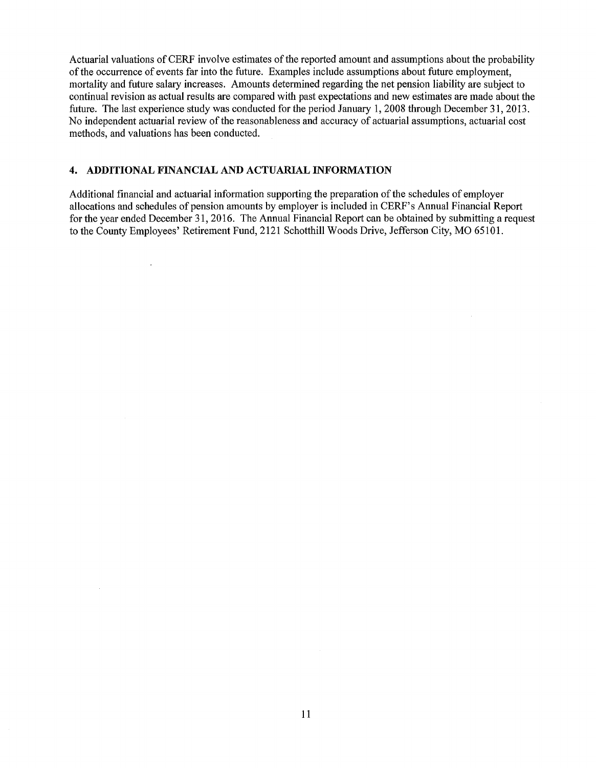Actuarial valuations of CERF involve estimates of the reported amount and assumptions about the probability of the occurrence of events far into the future. Examples include assumptions about future employment, mortality and future salary increases. Amounts determined regarding the net pension liability are subject to continual revision as actual results are compared with past expectations and new estimates are made about the future. The last experience study was conducted for the period January 1, 2008 through December 31, 2013. No independent actuarial review of the reasonableness and accuracy of actuarial assumptions, actuarial cost methods, and valuations has been conducted.

## 4. ADDITIONAL FINANCIAL AND ACTUARIAL INFORMATION

Additional financial and actuarial information supporting the preparation of the schedules of employer allocations and schedules of pension amounts by employer is included in CERF's Annual Financial Report for the year ended December 31, 2016. The Annual Financial Report can be obtained by submitting a request to the County Employees' Retirement Fund, 2121 Schotthill Woods Drive, Jefferson City, MO 65101.